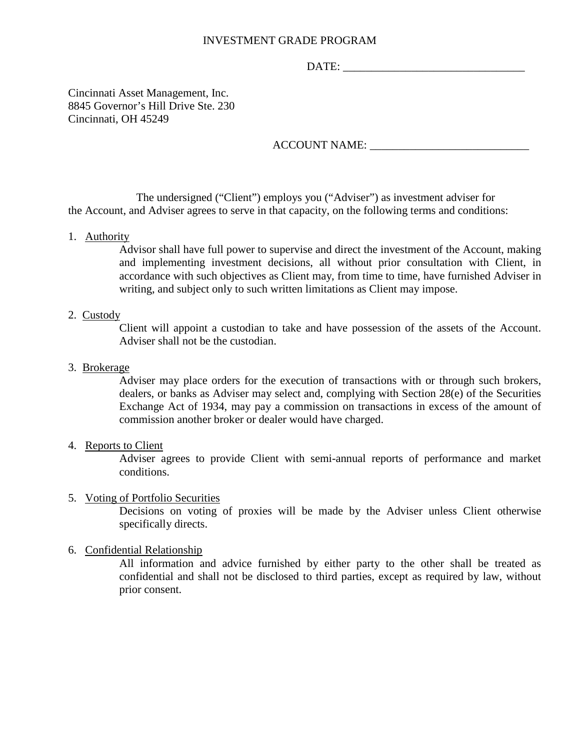# INVESTMENT GRADE PROGRAM

DATE: ________________________________

Cincinnati Asset Management, Inc.
8845 Governor's Hill Drive Ste. 230
Cincinnati, OH 45249

ACCOUNT NAME: ____________________________

The undersigned ("Client") employs you ("Adviser") as investment adviser for the Account, and Adviser agrees to serve in that capacity, on the following terms and conditions:

1. Authority

   Advisor shall have full power to supervise and direct the investment of the Account, making and implementing investment decisions, all without prior consultation with Client, in accordance with such objectives as Client may, from time to time, have furnished Adviser in writing, and subject only to such written limitations as Client may impose.

2. Custody

   Client will appoint a custodian to take and have possession of the assets of the Account. Adviser shall not be the custodian.

3. Brokerage

   Adviser may place orders for the execution of transactions with or through such brokers, dealers, or banks as Adviser may select and, complying with Section 28(e) of the Securities Exchange Act of 1934, may pay a commission on transactions in excess of the amount of commission another broker or dealer would have charged.

4. Reports to Client

   Adviser agrees to provide Client with semi-annual reports of performance and market conditions.

5. Voting of Portfolio Securities

   Decisions on voting of proxies will be made by the Adviser unless Client otherwise specifically directs.

6. Confidential Relationship

   All information and advice furnished by either party to the other shall be treated as confidential and shall not be disclosed to third parties, except as required by law, without prior consent.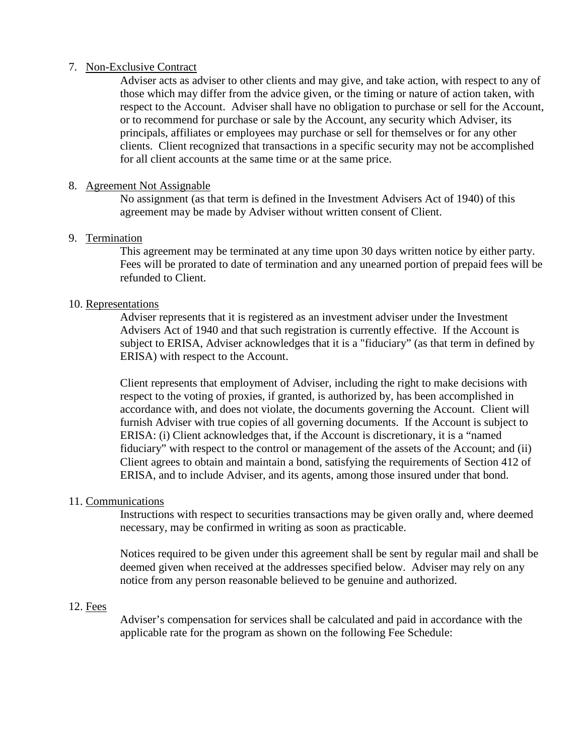7. <u>Non-Exclusive Contract</u>

   Adviser acts as adviser to other clients and may give, and take action, with respect to any of those which may differ from the advice given, or the timing or nature of action taken, with respect to the Account. Adviser shall have no obligation to purchase or sell for the Account, or to recommend for purchase or sale by the Account, any security which Adviser, its principals, affiliates or employees may purchase or sell for themselves or for any other clients. Client recognized that transactions in a specific security may not be accomplished for all client accounts at the same time or at the same price.

8. <u>Agreement Not Assignable</u>

   No assignment (as that term is defined in the Investment Advisers Act of 1940) of this agreement may be made by Adviser without written consent of Client.

9. <u>Termination</u>

   This agreement may be terminated at any time upon 30 days written notice by either party. Fees will be prorated to date of termination and any unearned portion of prepaid fees will be refunded to Client.

10. <u>Representations</u>

    Adviser represents that it is registered as an investment adviser under the Investment Advisers Act of 1940 and that such registration is currently effective. If the Account is subject to ERISA, Adviser acknowledges that it is a "fiduciary" (as that term in defined by ERISA) with respect to the Account.

    Client represents that employment of Adviser, including the right to make decisions with respect to the voting of proxies, if granted, is authorized by, has been accomplished in accordance with, and does not violate, the documents governing the Account. Client will furnish Adviser with true copies of all governing documents. If the Account is subject to ERISA: (i) Client acknowledges that, if the Account is discretionary, it is a "named fiduciary" with respect to the control or management of the assets of the Account; and (ii) Client agrees to obtain and maintain a bond, satisfying the requirements of Section 412 of ERISA, and to include Adviser, and its agents, among those insured under that bond.

11. <u>Communications</u>

    Instructions with respect to securities transactions may be given orally and, where deemed necessary, may be confirmed in writing as soon as practicable.

    Notices required to be given under this agreement shall be sent by regular mail and shall be deemed given when received at the addresses specified below. Adviser may rely on any notice from any person reasonable believed to be genuine and authorized.

12. <u>Fees</u>

    Adviser's compensation for services shall be calculated and paid in accordance with the applicable rate for the program as shown on the following Fee Schedule: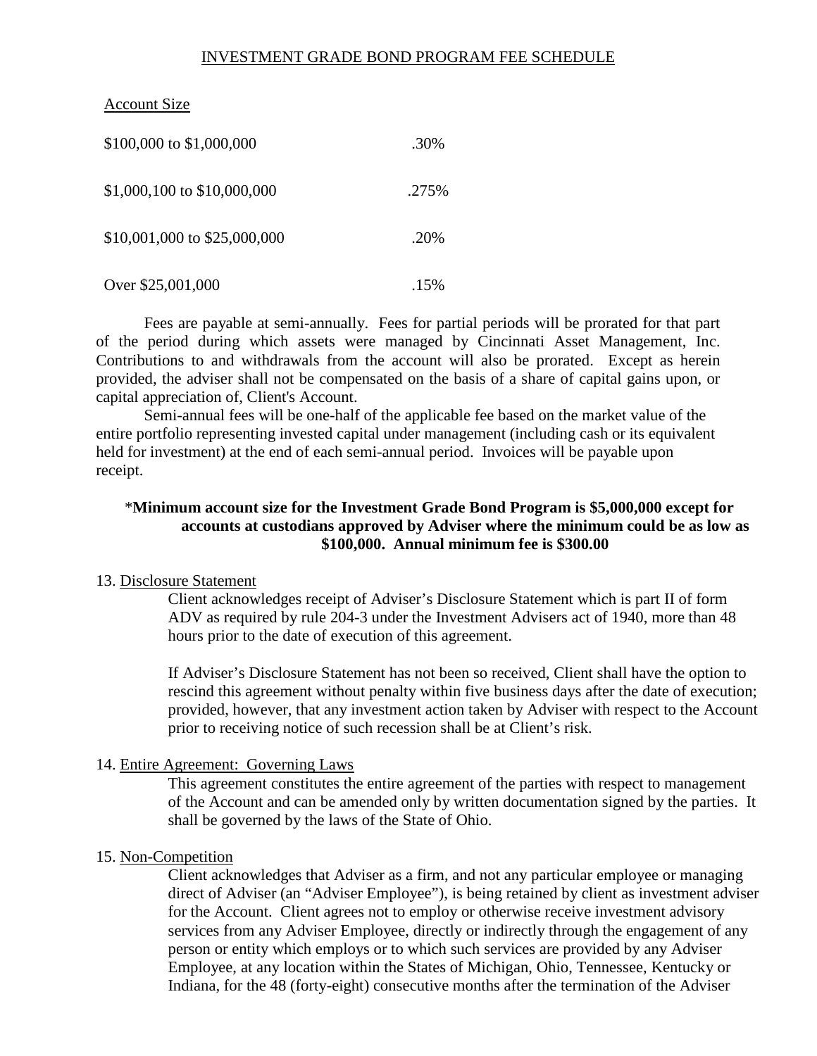## INVESTMENT GRADE BOND PROGRAM FEE SCHEDULE

| Account Size | |
|---|---|
| \$100,000 to \$1,000,000 | .30% |
| \$1,000,100 to \$10,000,000 | .275% |
| \$10,001,000 to \$25,000,000 | .20% |
| Over \$25,001,000 | .15% |

Fees are payable at semi-annually. Fees for partial periods will be prorated for that part of the period during which assets were managed by Cincinnati Asset Management, Inc. Contributions to and withdrawals from the account will also be prorated. Except as herein provided, the adviser shall not be compensated on the basis of a share of capital gains upon, or capital appreciation of, Client's Account.

Semi-annual fees will be one-half of the applicable fee based on the market value of the entire portfolio representing invested capital under management (including cash or its equivalent held for investment) at the end of each semi-annual period. Invoices will be payable upon receipt.

*__Minimum account size for the Investment Grade Bond Program is \$5,000,000 except for accounts at custodians approved by Adviser where the minimum could be as low as \$100,000. Annual minimum fee is \$300.00__

13. Disclosure Statement

Client acknowledges receipt of Adviser's Disclosure Statement which is part II of form ADV as required by rule 204-3 under the Investment Advisers act of 1940, more than 48 hours prior to the date of execution of this agreement.

If Adviser's Disclosure Statement has not been so received, Client shall have the option to rescind this agreement without penalty within five business days after the date of execution; provided, however, that any investment action taken by Adviser with respect to the Account prior to receiving notice of such recession shall be at Client's risk.

14. Entire Agreement: Governing Laws

This agreement constitutes the entire agreement of the parties with respect to management of the Account and can be amended only by written documentation signed by the parties. It shall be governed by the laws of the State of Ohio.

15. Non-Competition

Client acknowledges that Adviser as a firm, and not any particular employee or managing direct of Adviser (an "Adviser Employee"), is being retained by client as investment adviser for the Account. Client agrees not to employ or otherwise receive investment advisory services from any Adviser Employee, directly or indirectly through the engagement of any person or entity which employs or to which such services are provided by any Adviser Employee, at any location within the States of Michigan, Ohio, Tennessee, Kentucky or Indiana, for the 48 (forty-eight) consecutive months after the termination of the Adviser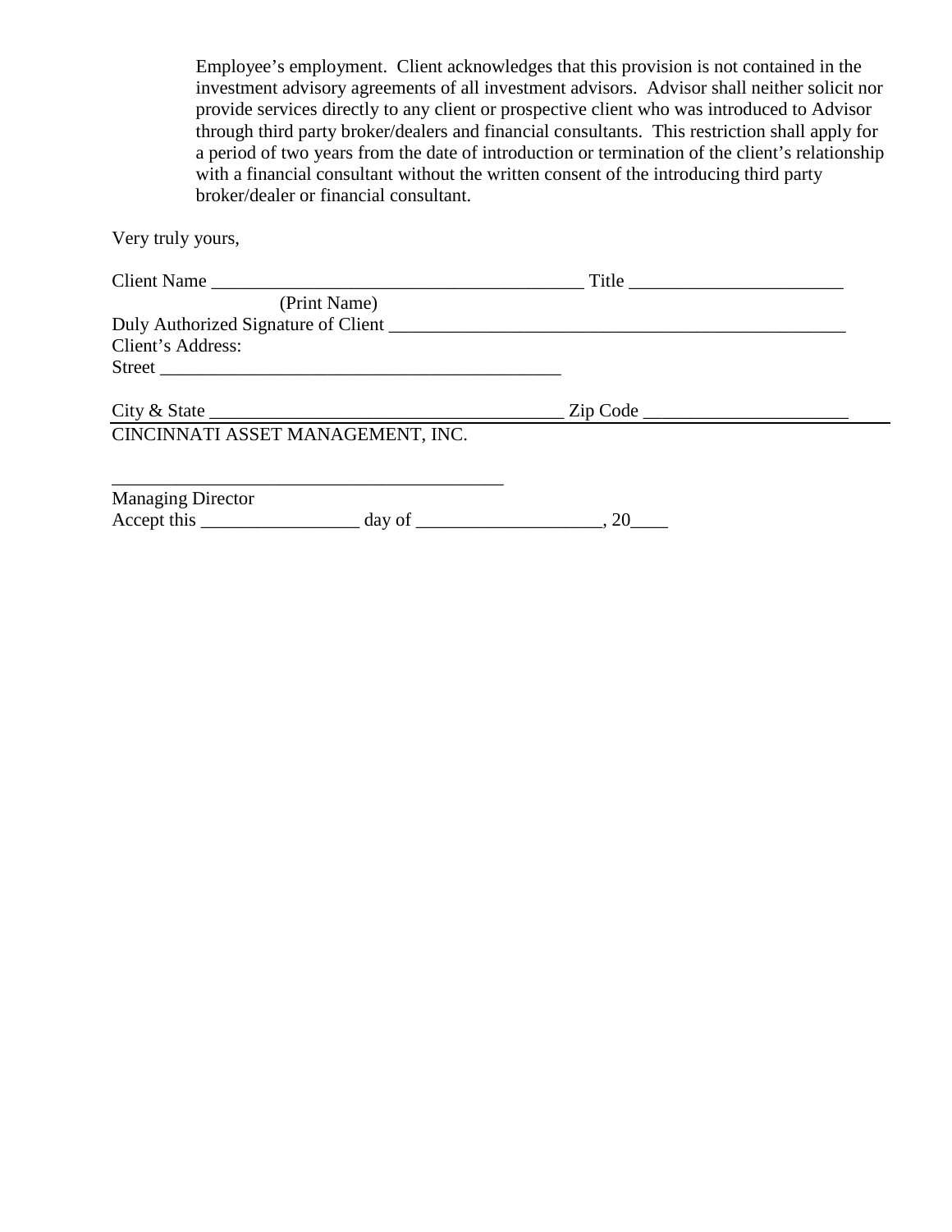Employee's employment. Client acknowledges that this provision is not contained in the investment advisory agreements of all investment advisors. Advisor shall neither solicit nor provide services directly to any client or prospective client who was introduced to Advisor through third party broker/dealers and financial consultants. This restriction shall apply for a period of two years from the date of introduction or termination of the client's relationship with a financial consultant without the written consent of the introducing third party broker/dealer or financial consultant.

Very truly yours,

Client Name ________________________________________ Title _______________________
(Print Name)
Duly Authorized Signature of Client __________________________________________________
Client's Address:
Street _____________________________________________

City & State ______________________________________ Zip Code ______________________

CINCINNATI ASSET MANAGEMENT, INC.

___________________________________________
Managing Director
Accept this _________________ day of ____________________, 20____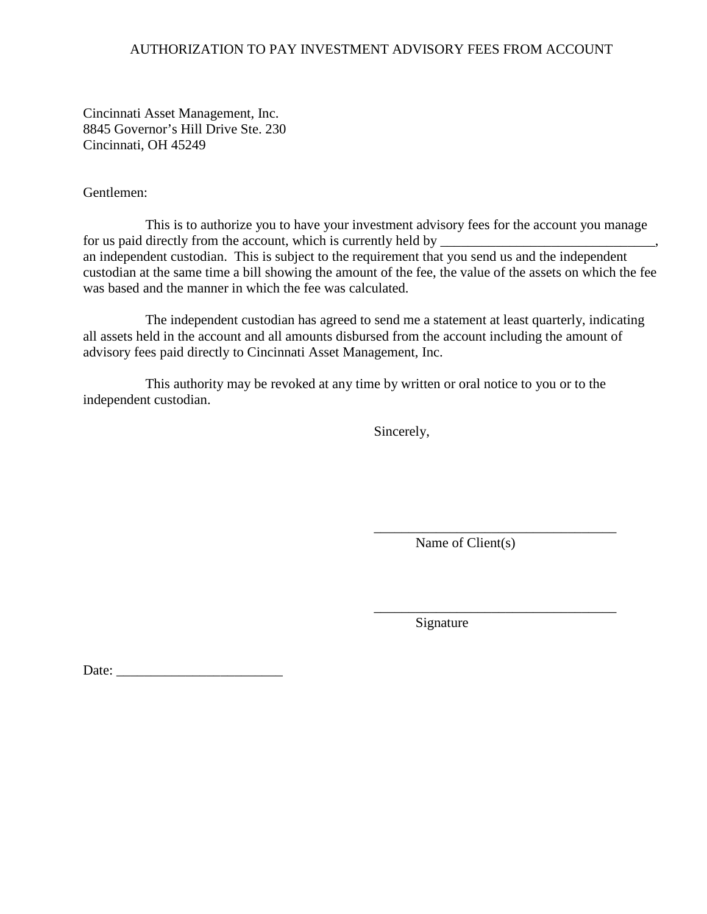# AUTHORIZATION TO PAY INVESTMENT ADVISORY FEES FROM ACCOUNT

Cincinnati Asset Management, Inc.
8845 Governor's Hill Drive Ste. 230
Cincinnati, OH 45249

Gentlemen:

This is to authorize you to have your investment advisory fees for the account you manage for us paid directly from the account, which is currently held by _______________________________, an independent custodian. This is subject to the requirement that you send us and the independent custodian at the same time a bill showing the amount of the fee, the value of the assets on which the fee was based and the manner in which the fee was calculated.

The independent custodian has agreed to send me a statement at least quarterly, indicating all assets held in the account and all amounts disbursed from the account including the amount of advisory fees paid directly to Cincinnati Asset Management, Inc.

This authority may be revoked at any time by written or oral notice to you or to the independent custodian.

Sincerely,

___________________________________
Name of Client(s)

___________________________________
Signature

Date: ________________________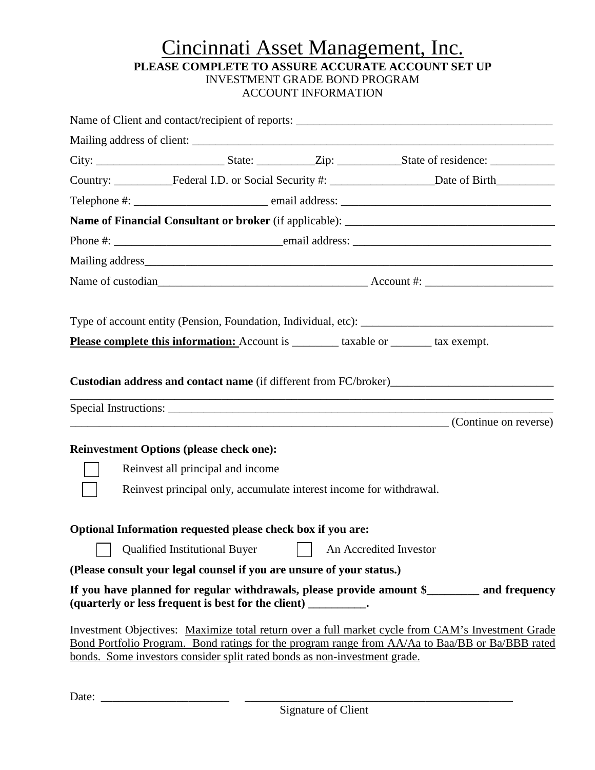# Cincinnati Asset Management, Inc.

**PLEASE COMPLETE TO ASSURE ACCURATE ACCOUNT SET UP**

INVESTMENT GRADE BOND PROGRAM

ACCOUNT INFORMATION

Name of Client and contact/recipient of reports: _____________________________________________

Mailing address of client: _________________________________________________________________

City: ______________________ State: __________Zip: ___________State of residence: ___________

Country: __________Federal I.D. or Social Security #: __________________Date of Birth__________

Telephone #: _______________________ email address: ___________________________________

**Name of Financial Consultant or broker** (if applicable): ___________________________________

Phone #: _____________________________email address: __________________________________

Mailing address_________________________________________________________________________

Name of custodian___________________________________ Account #: ______________________

Type of account entity (Pension, Foundation, Individual, etc): _________________________________

**Please complete this information:** Account is ________ taxable or _______ tax exempt.

**Custodian address and contact name** (if different from FC/broker)____________________________

________________________________________________________________________________

Special Instructions: ______________________________________________________________________

____________________________________________________________________ (Continue on reverse)

**Reinvestment Options (please check one):**

☐ Reinvest all principal and income

☐ Reinvest principal only, accumulate interest income for withdrawal.

**Optional Information requested please check box if you are:**

☐ Qualified Institutional Buyer ☐ An Accredited Investor

**(Please consult your legal counsel if you are unsure of your status.)**

**If you have planned for regular withdrawals, please provide amount $_________ and frequency (quarterly or less frequent is best for the client) __________.**

Investment Objectives: Maximize total return over a full market cycle from CAM's Investment Grade Bond Portfolio Program. Bond ratings for the program range from AA/Aa to Baa/BB or Ba/BBB rated bonds. Some investors consider split rated bonds as non-investment grade.

Date: ______________________ _______________________________________________

Signature of Client